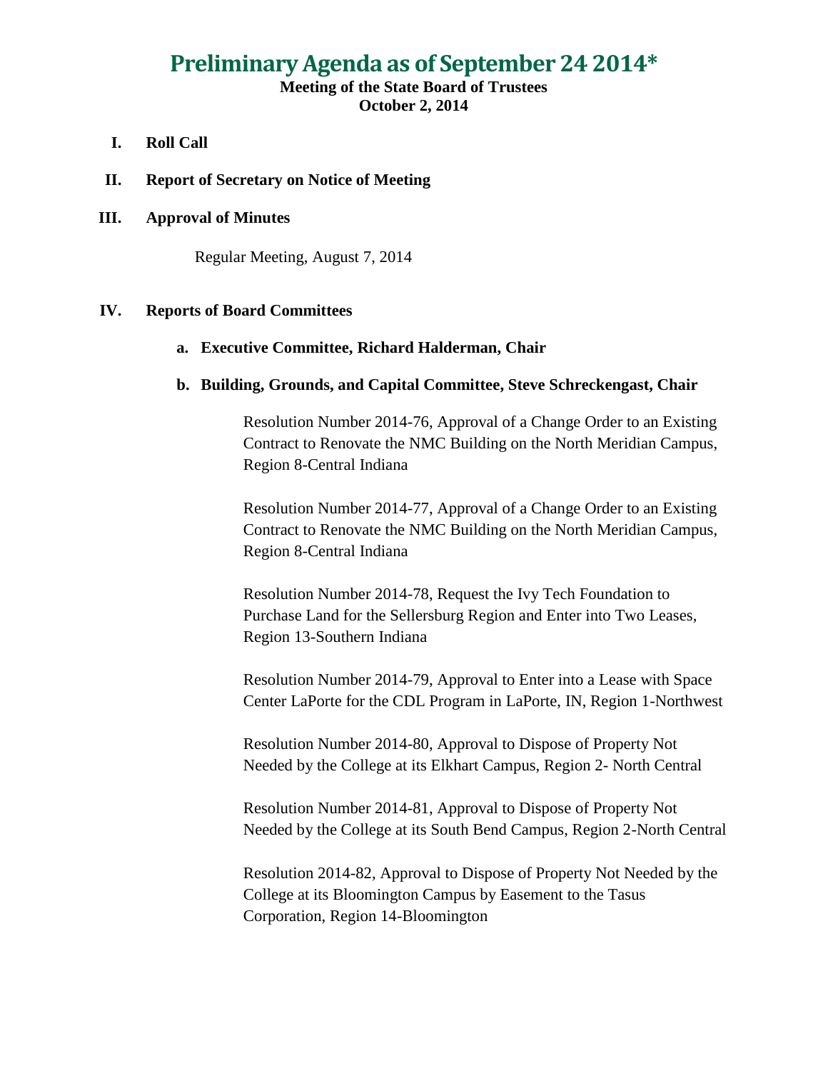# Preliminary Agenda as of September 24 2014*

**Meeting of the State Board of Trustees**
**October 2, 2014**

**I. Roll Call**

**II. Report of Secretary on Notice of Meeting**

**III. Approval of Minutes**

Regular Meeting, August 7, 2014

**IV. Reports of Board Committees**

**a. Executive Committee, Richard Halderman, Chair**

**b. Building, Grounds, and Capital Committee, Steve Schreckengast, Chair**

Resolution Number 2014-76, Approval of a Change Order to an Existing Contract to Renovate the NMC Building on the North Meridian Campus, Region 8-Central Indiana

Resolution Number 2014-77, Approval of a Change Order to an Existing Contract to Renovate the NMC Building on the North Meridian Campus, Region 8-Central Indiana

Resolution Number 2014-78, Request the Ivy Tech Foundation to Purchase Land for the Sellersburg Region and Enter into Two Leases, Region 13-Southern Indiana

Resolution Number 2014-79, Approval to Enter into a Lease with Space Center LaPorte for the CDL Program in LaPorte, IN, Region 1-Northwest

Resolution Number 2014-80, Approval to Dispose of Property Not Needed by the College at its Elkhart Campus, Region 2- North Central

Resolution Number 2014-81, Approval to Dispose of Property Not Needed by the College at its South Bend Campus, Region 2-North Central

Resolution 2014-82, Approval to Dispose of Property Not Needed by the College at its Bloomington Campus by Easement to the Tasus Corporation, Region 14-Bloomington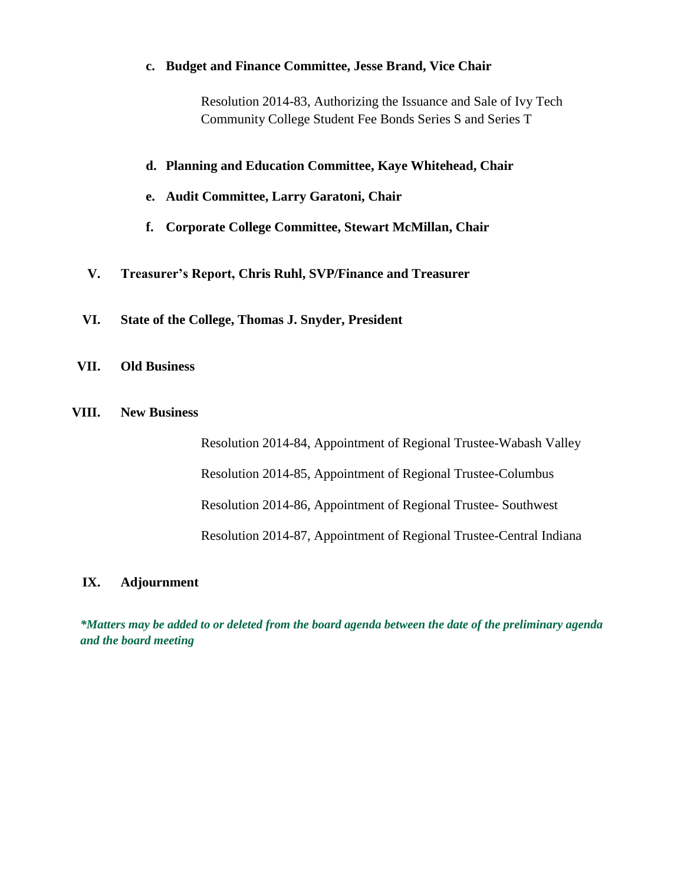c. **Budget and Finance Committee, Jesse Brand, Vice Chair**

Resolution 2014-83, Authorizing the Issuance and Sale of Ivy Tech Community College Student Fee Bonds Series S and Series T

d. **Planning and Education Committee, Kaye Whitehead, Chair**

e. **Audit Committee, Larry Garatoni, Chair**

f. **Corporate College Committee, Stewart McMillan, Chair**

**V. Treasurer's Report, Chris Ruhl, SVP/Finance and Treasurer**

**VI. State of the College, Thomas J. Snyder, President**

**VII. Old Business**

**VIII. New Business**

Resolution 2014-84, Appointment of Regional Trustee-Wabash Valley

Resolution 2014-85, Appointment of Regional Trustee-Columbus

Resolution 2014-86, Appointment of Regional Trustee- Southwest

Resolution 2014-87, Appointment of Regional Trustee-Central Indiana

**IX. Adjournment**

***Matters may be added to or deleted from the board agenda between the date of the preliminary agenda and the board meeting***